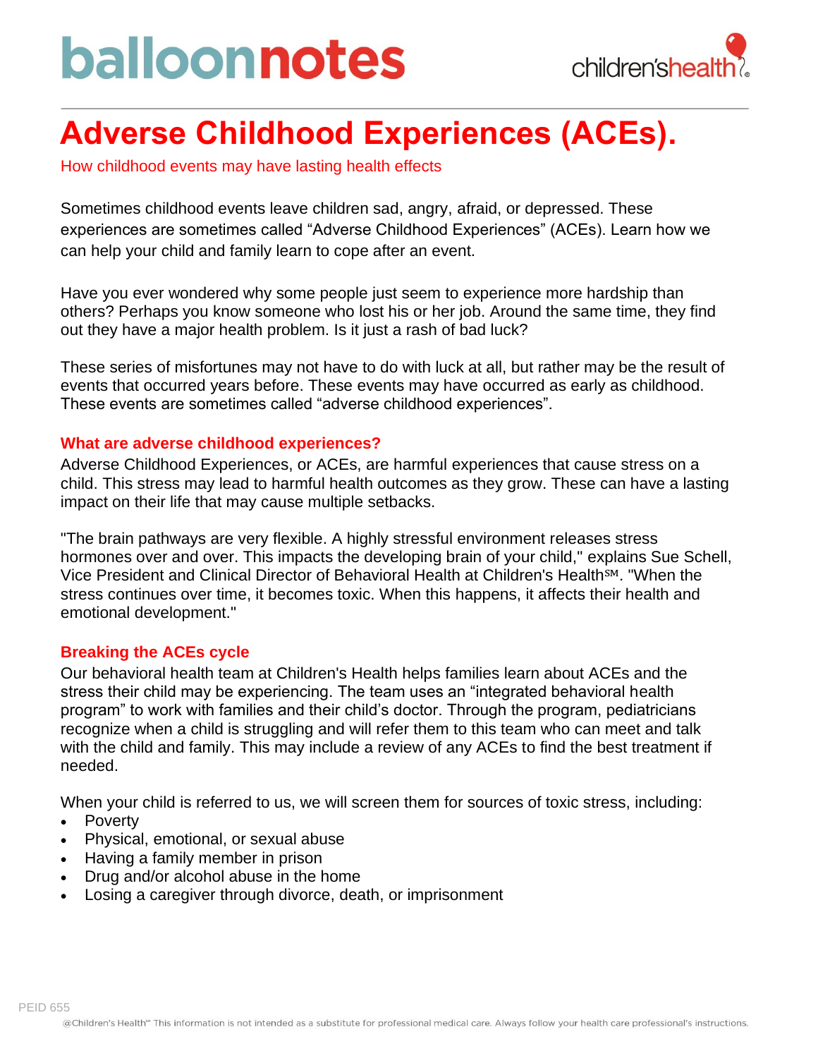# Adverse Childhood Experiences (ACEs).

How childhood events may have lasting health effects

Sometimes childhood events leave children sad, angry, afraid, or depressed. These experiences are sometimes called "Adverse Childhood Experiences" (ACEs). Learn how we can help your child and family learn to cope after an event.

Have you ever wondered why some people just seem to experience more hardship than others? Perhaps you know someone who lost his or her job. Around the same time, they find out they have a major health problem. Is it just a rash of bad luck?

These series of misfortunes may not have to do with luck at all, but rather may be the result of events that occurred years before. These events may have occurred as early as childhood. These events are sometimes called "adverse childhood experiences".

## What are adverse childhood experiences?

Adverse Childhood Experiences, or ACEs, are harmful experiences that cause stress on a child. This stress may lead to harmful health outcomes as they grow. These can have a lasting impact on their life that may cause multiple setbacks.

"The brain pathways are very flexible. A highly stressful environment releases stress hormones over and over. This impacts the developing brain of your child," explains Sue Schell, Vice President and Clinical Director of Behavioral Health at Children's Health℠. "When the stress continues over time, it becomes toxic. When this happens, it affects their health and emotional development."

## Breaking the ACEs cycle

Our behavioral health team at Children's Health helps families learn about ACEs and the stress their child may be experiencing. The team uses an "integrated behavioral health program" to work with families and their child's doctor. Through the program, pediatricians recognize when a child is struggling and will refer them to this team who can meet and talk with the child and family. This may include a review of any ACEs to find the best treatment if needed.

When your child is referred to us, we will screen them for sources of toxic stress, including:

- Poverty
- Physical, emotional, or sexual abuse
- Having a family member in prison
- Drug and/or alcohol abuse in the home
- Losing a caregiver through divorce, death, or imprisonment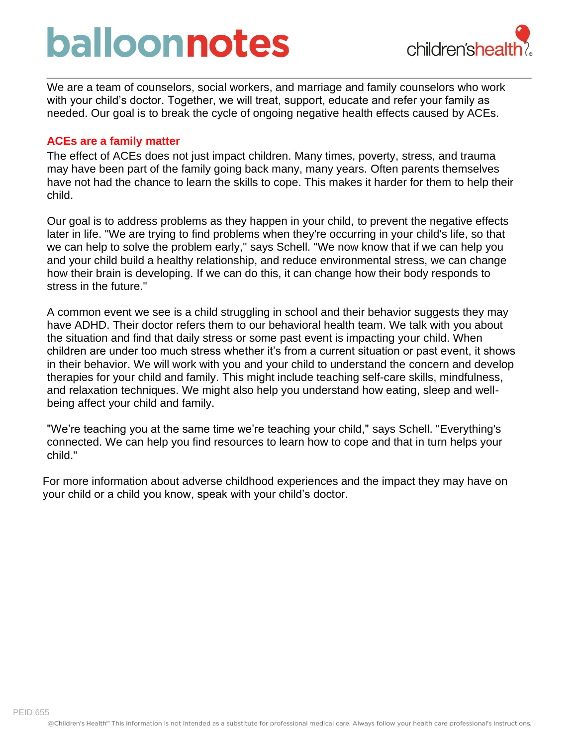We are a team of counselors, social workers, and marriage and family counselors who work with your child's doctor. Together, we will treat, support, educate and refer your family as needed. Our goal is to break the cycle of ongoing negative health effects caused by ACEs.

## ACEs are a family matter

The effect of ACEs does not just impact children. Many times, poverty, stress, and trauma may have been part of the family going back many, many years. Often parents themselves have not had the chance to learn the skills to cope. This makes it harder for them to help their child.

Our goal is to address problems as they happen in your child, to prevent the negative effects later in life. "We are trying to find problems when they're occurring in your child's life, so that we can help to solve the problem early," says Schell. "We now know that if we can help you and your child build a healthy relationship, and reduce environmental stress, we can change how their brain is developing. If we can do this, it can change how their body responds to stress in the future."

A common event we see is a child struggling in school and their behavior suggests they may have ADHD. Their doctor refers them to our behavioral health team. We talk with you about the situation and find that daily stress or some past event is impacting your child. When children are under too much stress whether it's from a current situation or past event, it shows in their behavior. We will work with you and your child to understand the concern and develop therapies for your child and family. This might include teaching self-care skills, mindfulness, and relaxation techniques. We might also help you understand how eating, sleep and well-being affect your child and family.

"We're teaching you at the same time we're teaching your child," says Schell. "Everything's connected. We can help you find resources to learn how to cope and that in turn helps your child."

For more information about adverse childhood experiences and the impact they may have on your child or a child you know, speak with your child's doctor.

PEID 655

@Children's Health℠ This information is not intended as a substitute for professional medical care. Always follow your health care professional's instructions.